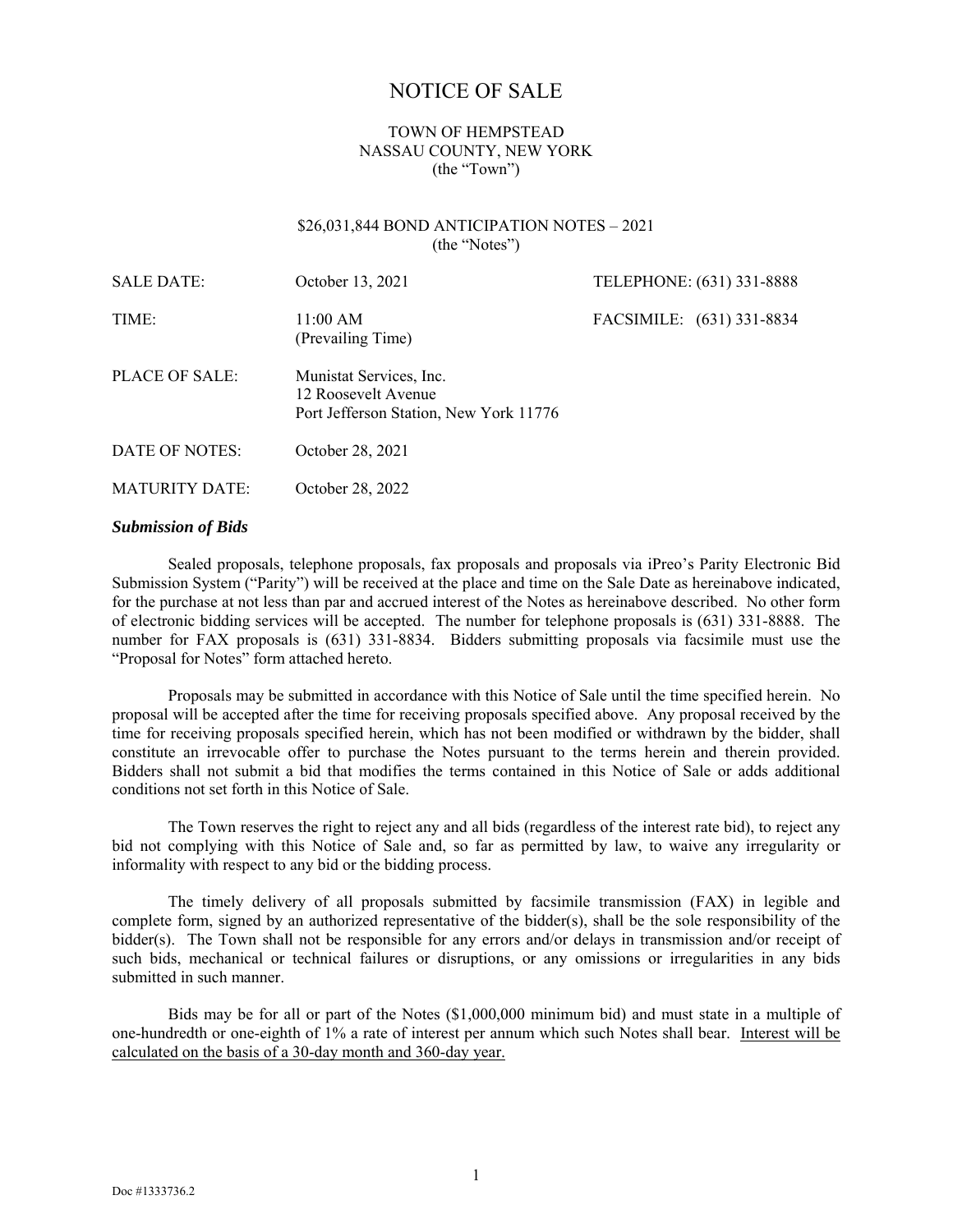# NOTICE OF SALE

TOWN OF HEMPSTEAD
NASSAU COUNTY, NEW YORK
(the "Town")

$26,031,844 BOND ANTICIPATION NOTES – 2021
(the "Notes")

| | | |
|---|---|---|
| SALE DATE: | October 13, 2021 | TELEPHONE: (631) 331-8888 |
| TIME: | 11:00 AM (Prevailing Time) | FACSIMILE: (631) 331-8834 |
| PLACE OF SALE: | Munistat Services, Inc. 12 Roosevelt Avenue Port Jefferson Station, New York 11776 | |
| DATE OF NOTES: | October 28, 2021 | |
| MATURITY DATE: | October 28, 2022 | |

***Submission of Bids***

Sealed proposals, telephone proposals, fax proposals and proposals via iPreo's Parity Electronic Bid Submission System ("Parity") will be received at the place and time on the Sale Date as hereinabove indicated, for the purchase at not less than par and accrued interest of the Notes as hereinabove described. No other form of electronic bidding services will be accepted. The number for telephone proposals is (631) 331-8888. The number for FAX proposals is (631) 331-8834. Bidders submitting proposals via facsimile must use the "Proposal for Notes" form attached hereto.

Proposals may be submitted in accordance with this Notice of Sale until the time specified herein. No proposal will be accepted after the time for receiving proposals specified above. Any proposal received by the time for receiving proposals specified herein, which has not been modified or withdrawn by the bidder, shall constitute an irrevocable offer to purchase the Notes pursuant to the terms herein and therein provided. Bidders shall not submit a bid that modifies the terms contained in this Notice of Sale or adds additional conditions not set forth in this Notice of Sale.

The Town reserves the right to reject any and all bids (regardless of the interest rate bid), to reject any bid not complying with this Notice of Sale and, so far as permitted by law, to waive any irregularity or informality with respect to any bid or the bidding process.

The timely delivery of all proposals submitted by facsimile transmission (FAX) in legible and complete form, signed by an authorized representative of the bidder(s), shall be the sole responsibility of the bidder(s). The Town shall not be responsible for any errors and/or delays in transmission and/or receipt of such bids, mechanical or technical failures or disruptions, or any omissions or irregularities in any bids submitted in such manner.

Bids may be for all or part of the Notes ($1,000,000 minimum bid) and must state in a multiple of one-hundredth or one-eighth of 1% a rate of interest per annum which such Notes shall bear. Interest will be calculated on the basis of a 30-day month and 360-day year.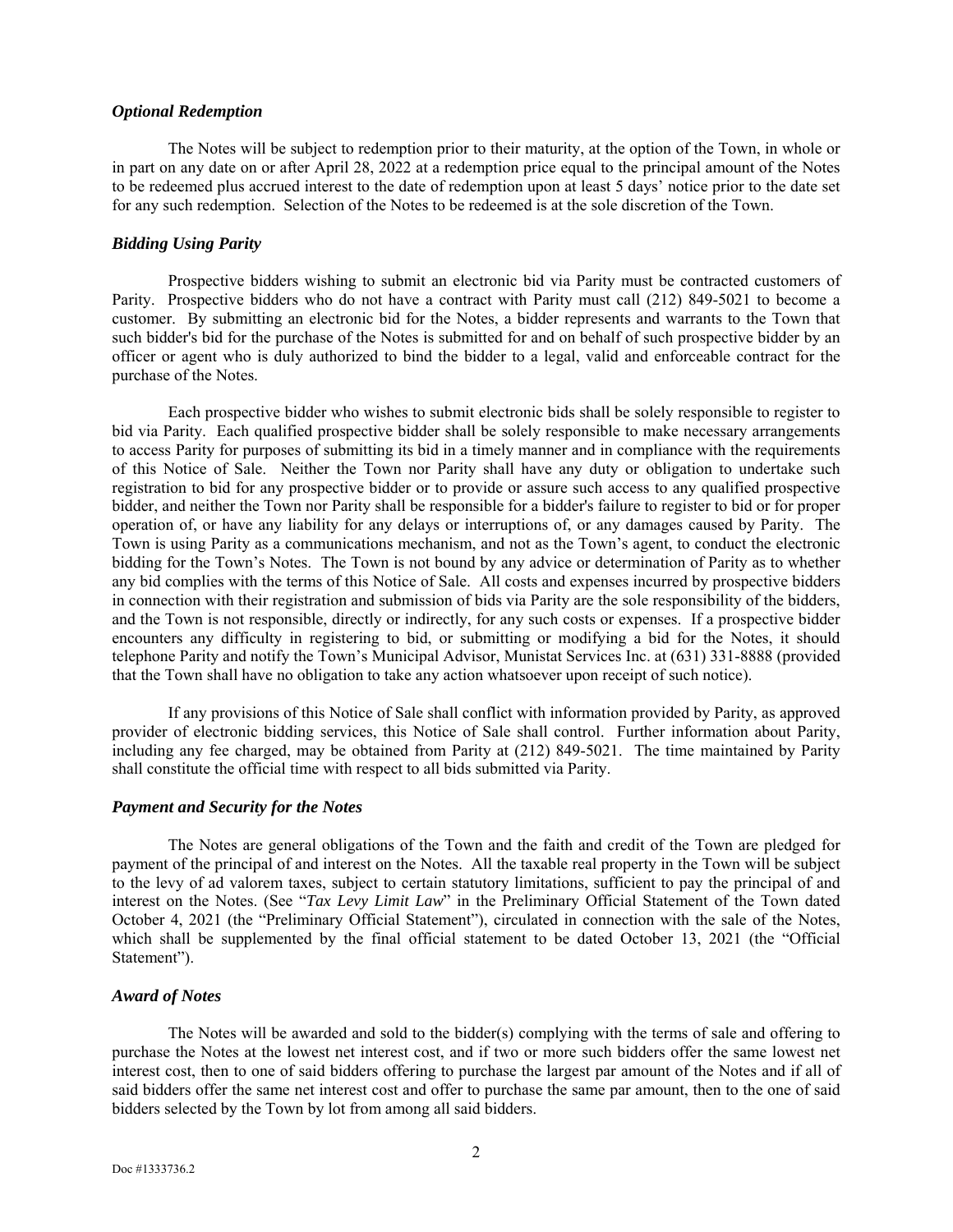### *Optional Redemption*

The Notes will be subject to redemption prior to their maturity, at the option of the Town, in whole or in part on any date on or after April 28, 2022 at a redemption price equal to the principal amount of the Notes to be redeemed plus accrued interest to the date of redemption upon at least 5 days' notice prior to the date set for any such redemption. Selection of the Notes to be redeemed is at the sole discretion of the Town.

### *Bidding Using Parity*

Prospective bidders wishing to submit an electronic bid via Parity must be contracted customers of Parity. Prospective bidders who do not have a contract with Parity must call (212) 849-5021 to become a customer. By submitting an electronic bid for the Notes, a bidder represents and warrants to the Town that such bidder's bid for the purchase of the Notes is submitted for and on behalf of such prospective bidder by an officer or agent who is duly authorized to bind the bidder to a legal, valid and enforceable contract for the purchase of the Notes.

Each prospective bidder who wishes to submit electronic bids shall be solely responsible to register to bid via Parity. Each qualified prospective bidder shall be solely responsible to make necessary arrangements to access Parity for purposes of submitting its bid in a timely manner and in compliance with the requirements of this Notice of Sale. Neither the Town nor Parity shall have any duty or obligation to undertake such registration to bid for any prospective bidder or to provide or assure such access to any qualified prospective bidder, and neither the Town nor Parity shall be responsible for a bidder's failure to register to bid or for proper operation of, or have any liability for any delays or interruptions of, or any damages caused by Parity. The Town is using Parity as a communications mechanism, and not as the Town's agent, to conduct the electronic bidding for the Town's Notes. The Town is not bound by any advice or determination of Parity as to whether any bid complies with the terms of this Notice of Sale. All costs and expenses incurred by prospective bidders in connection with their registration and submission of bids via Parity are the sole responsibility of the bidders, and the Town is not responsible, directly or indirectly, for any such costs or expenses. If a prospective bidder encounters any difficulty in registering to bid, or submitting or modifying a bid for the Notes, it should telephone Parity and notify the Town's Municipal Advisor, Munistat Services Inc. at (631) 331-8888 (provided that the Town shall have no obligation to take any action whatsoever upon receipt of such notice).

If any provisions of this Notice of Sale shall conflict with information provided by Parity, as approved provider of electronic bidding services, this Notice of Sale shall control. Further information about Parity, including any fee charged, may be obtained from Parity at (212) 849-5021. The time maintained by Parity shall constitute the official time with respect to all bids submitted via Parity.

### *Payment and Security for the Notes*

The Notes are general obligations of the Town and the faith and credit of the Town are pledged for payment of the principal of and interest on the Notes. All the taxable real property in the Town will be subject to the levy of ad valorem taxes, subject to certain statutory limitations, sufficient to pay the principal of and interest on the Notes. (See "*Tax Levy Limit Law*" in the Preliminary Official Statement of the Town dated October 4, 2021 (the "Preliminary Official Statement"), circulated in connection with the sale of the Notes, which shall be supplemented by the final official statement to be dated October 13, 2021 (the "Official Statement").

### *Award of Notes*

The Notes will be awarded and sold to the bidder(s) complying with the terms of sale and offering to purchase the Notes at the lowest net interest cost, and if two or more such bidders offer the same lowest net interest cost, then to one of said bidders offering to purchase the largest par amount of the Notes and if all of said bidders offer the same net interest cost and offer to purchase the same par amount, then to the one of said bidders selected by the Town by lot from among all said bidders.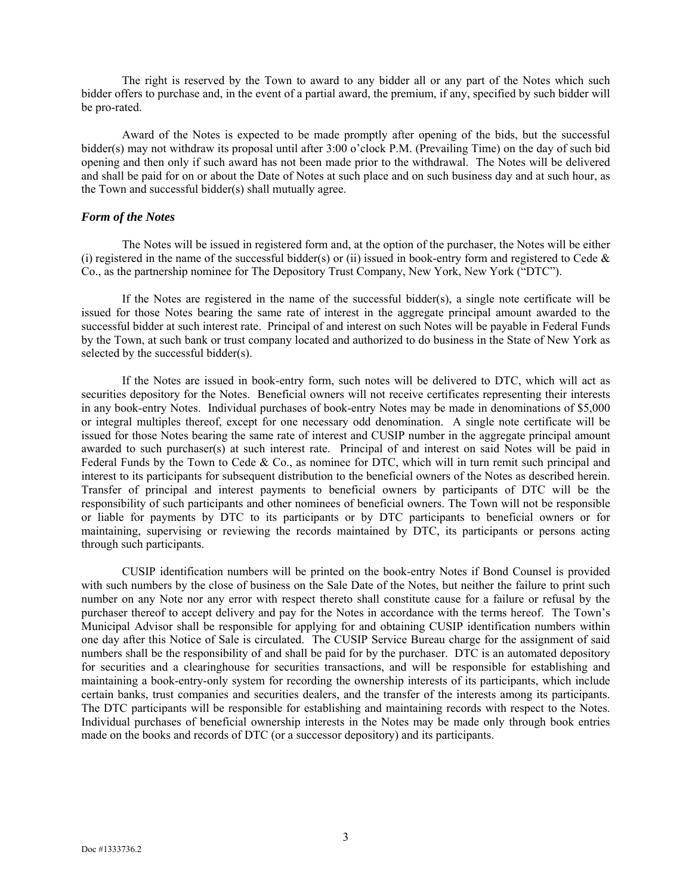The right is reserved by the Town to award to any bidder all or any part of the Notes which such bidder offers to purchase and, in the event of a partial award, the premium, if any, specified by such bidder will be pro-rated.

Award of the Notes is expected to be made promptly after opening of the bids, but the successful bidder(s) may not withdraw its proposal until after 3:00 o'clock P.M. (Prevailing Time) on the day of such bid opening and then only if such award has not been made prior to the withdrawal. The Notes will be delivered and shall be paid for on or about the Date of Notes at such place and on such business day and at such hour, as the Town and successful bidder(s) shall mutually agree.

### *Form of the Notes*

The Notes will be issued in registered form and, at the option of the purchaser, the Notes will be either (i) registered in the name of the successful bidder(s) or (ii) issued in book-entry form and registered to Cede & Co., as the partnership nominee for The Depository Trust Company, New York, New York ("DTC").

If the Notes are registered in the name of the successful bidder(s), a single note certificate will be issued for those Notes bearing the same rate of interest in the aggregate principal amount awarded to the successful bidder at such interest rate. Principal of and interest on such Notes will be payable in Federal Funds by the Town, at such bank or trust company located and authorized to do business in the State of New York as selected by the successful bidder(s).

If the Notes are issued in book-entry form, such notes will be delivered to DTC, which will act as securities depository for the Notes. Beneficial owners will not receive certificates representing their interests in any book-entry Notes. Individual purchases of book-entry Notes may be made in denominations of $5,000 or integral multiples thereof, except for one necessary odd denomination. A single note certificate will be issued for those Notes bearing the same rate of interest and CUSIP number in the aggregate principal amount awarded to such purchaser(s) at such interest rate. Principal of and interest on said Notes will be paid in Federal Funds by the Town to Cede & Co., as nominee for DTC, which will in turn remit such principal and interest to its participants for subsequent distribution to the beneficial owners of the Notes as described herein. Transfer of principal and interest payments to beneficial owners by participants of DTC will be the responsibility of such participants and other nominees of beneficial owners. The Town will not be responsible or liable for payments by DTC to its participants or by DTC participants to beneficial owners or for maintaining, supervising or reviewing the records maintained by DTC, its participants or persons acting through such participants.

CUSIP identification numbers will be printed on the book-entry Notes if Bond Counsel is provided with such numbers by the close of business on the Sale Date of the Notes, but neither the failure to print such number on any Note nor any error with respect thereto shall constitute cause for a failure or refusal by the purchaser thereof to accept delivery and pay for the Notes in accordance with the terms hereof. The Town's Municipal Advisor shall be responsible for applying for and obtaining CUSIP identification numbers within one day after this Notice of Sale is circulated. The CUSIP Service Bureau charge for the assignment of said numbers shall be the responsibility of and shall be paid for by the purchaser. DTC is an automated depository for securities and a clearinghouse for securities transactions, and will be responsible for establishing and maintaining a book-entry-only system for recording the ownership interests of its participants, which include certain banks, trust companies and securities dealers, and the transfer of the interests among its participants. The DTC participants will be responsible for establishing and maintaining records with respect to the Notes. Individual purchases of beneficial ownership interests in the Notes may be made only through book entries made on the books and records of DTC (or a successor depository) and its participants.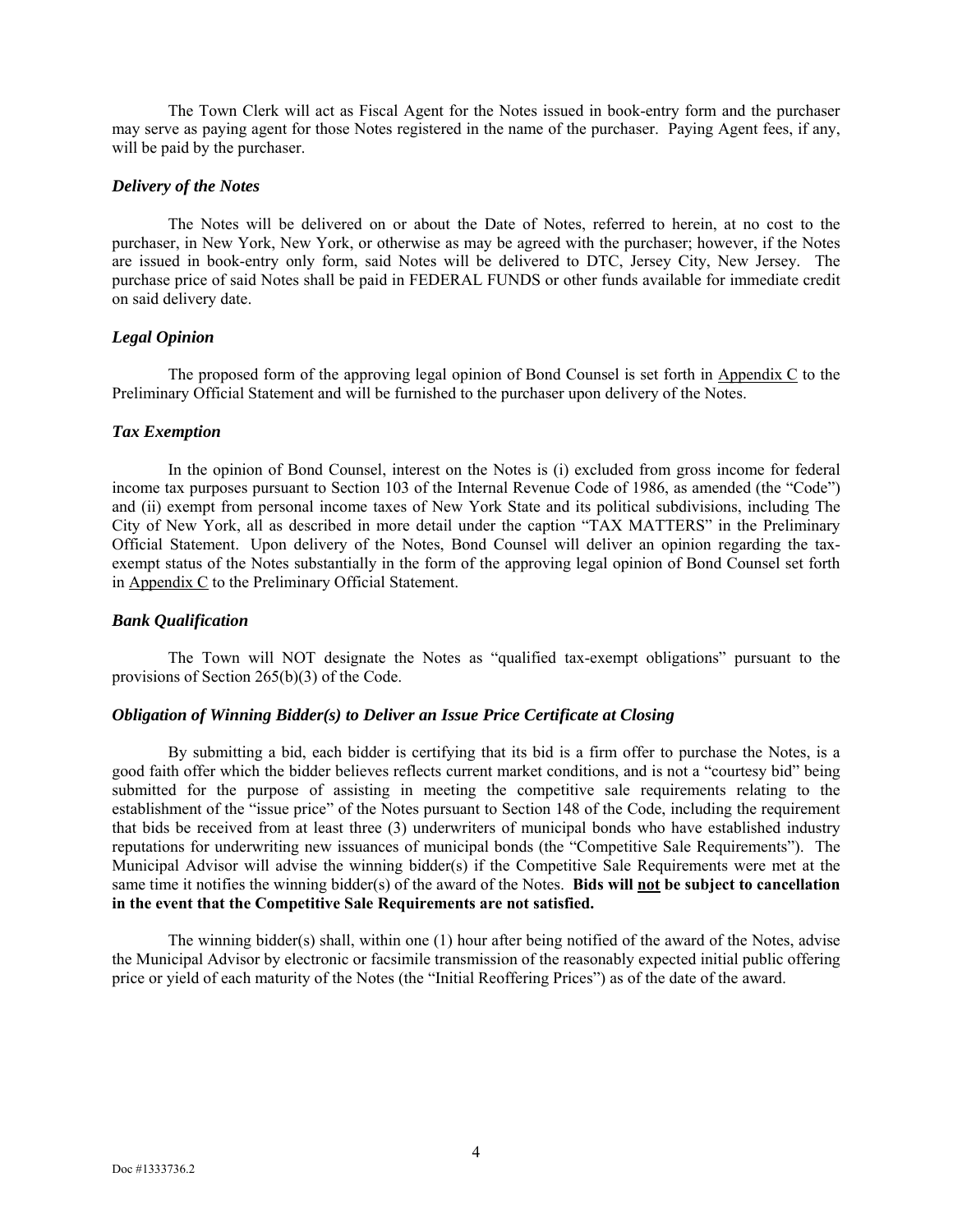The Town Clerk will act as Fiscal Agent for the Notes issued in book-entry form and the purchaser may serve as paying agent for those Notes registered in the name of the purchaser. Paying Agent fees, if any, will be paid by the purchaser.

### *Delivery of the Notes*

The Notes will be delivered on or about the Date of Notes, referred to herein, at no cost to the purchaser, in New York, New York, or otherwise as may be agreed with the purchaser; however, if the Notes are issued in book-entry only form, said Notes will be delivered to DTC, Jersey City, New Jersey. The purchase price of said Notes shall be paid in FEDERAL FUNDS or other funds available for immediate credit on said delivery date.

### *Legal Opinion*

The proposed form of the approving legal opinion of Bond Counsel is set forth in Appendix C to the Preliminary Official Statement and will be furnished to the purchaser upon delivery of the Notes.

### *Tax Exemption*

In the opinion of Bond Counsel, interest on the Notes is (i) excluded from gross income for federal income tax purposes pursuant to Section 103 of the Internal Revenue Code of 1986, as amended (the "Code") and (ii) exempt from personal income taxes of New York State and its political subdivisions, including The City of New York, all as described in more detail under the caption "TAX MATTERS" in the Preliminary Official Statement. Upon delivery of the Notes, Bond Counsel will deliver an opinion regarding the tax-exempt status of the Notes substantially in the form of the approving legal opinion of Bond Counsel set forth in Appendix C to the Preliminary Official Statement.

### *Bank Qualification*

The Town will NOT designate the Notes as "qualified tax-exempt obligations" pursuant to the provisions of Section 265(b)(3) of the Code.

### *Obligation of Winning Bidder(s) to Deliver an Issue Price Certificate at Closing*

By submitting a bid, each bidder is certifying that its bid is a firm offer to purchase the Notes, is a good faith offer which the bidder believes reflects current market conditions, and is not a "courtesy bid" being submitted for the purpose of assisting in meeting the competitive sale requirements relating to the establishment of the "issue price" of the Notes pursuant to Section 148 of the Code, including the requirement that bids be received from at least three (3) underwriters of municipal bonds who have established industry reputations for underwriting new issuances of municipal bonds (the "Competitive Sale Requirements"). The Municipal Advisor will advise the winning bidder(s) if the Competitive Sale Requirements were met at the same time it notifies the winning bidder(s) of the award of the Notes. **Bids will not be subject to cancellation in the event that the Competitive Sale Requirements are not satisfied.**

The winning bidder(s) shall, within one (1) hour after being notified of the award of the Notes, advise the Municipal Advisor by electronic or facsimile transmission of the reasonably expected initial public offering price or yield of each maturity of the Notes (the "Initial Reoffering Prices") as of the date of the award.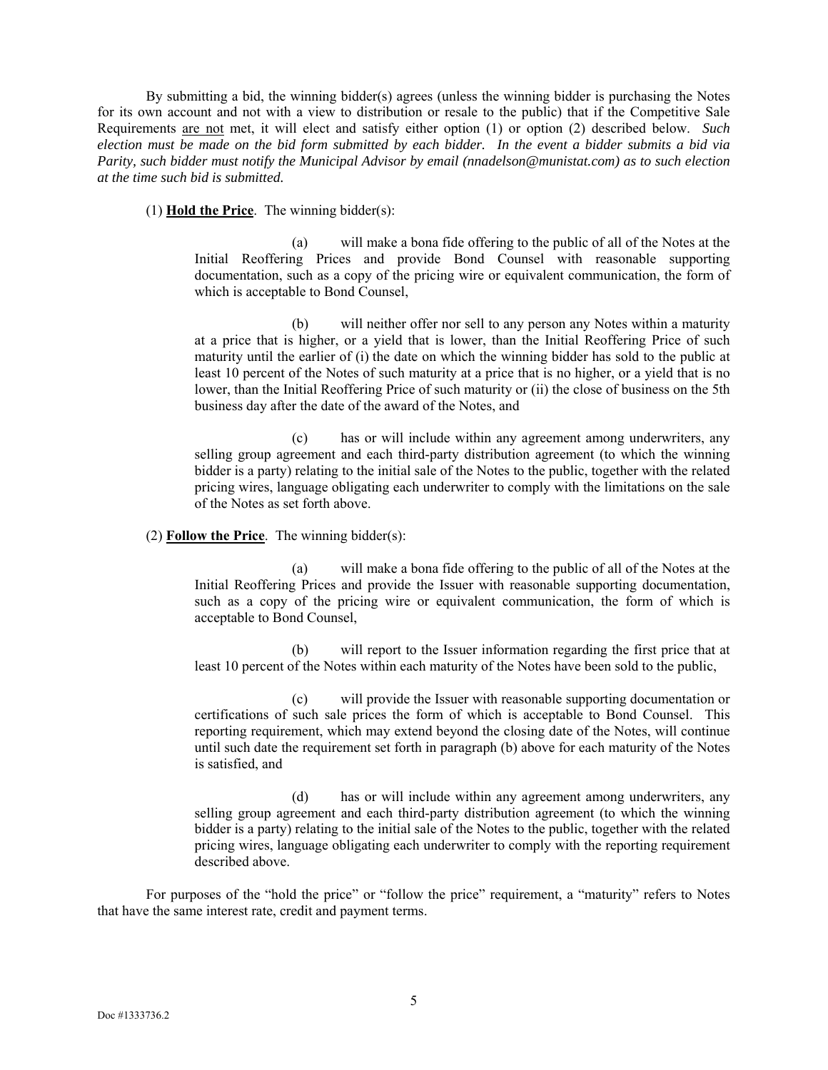By submitting a bid, the winning bidder(s) agrees (unless the winning bidder is purchasing the Notes for its own account and not with a view to distribution or resale to the public) that if the Competitive Sale Requirements are not met, it will elect and satisfy either option (1) or option (2) described below. *Such election must be made on the bid form submitted by each bidder. In the event a bidder submits a bid via Parity, such bidder must notify the Municipal Advisor by email (nnadelson@munistat.com) as to such election at the time such bid is submitted.*

(1) **Hold the Price**. The winning bidder(s):

> (a) will make a bona fide offering to the public of all of the Notes at the Initial Reoffering Prices and provide Bond Counsel with reasonable supporting documentation, such as a copy of the pricing wire or equivalent communication, the form of which is acceptable to Bond Counsel,
>
> (b) will neither offer nor sell to any person any Notes within a maturity at a price that is higher, or a yield that is lower, than the Initial Reoffering Price of such maturity until the earlier of (i) the date on which the winning bidder has sold to the public at least 10 percent of the Notes of such maturity at a price that is no higher, or a yield that is no lower, than the Initial Reoffering Price of such maturity or (ii) the close of business on the 5th business day after the date of the award of the Notes, and
>
> (c) has or will include within any agreement among underwriters, any selling group agreement and each third-party distribution agreement (to which the winning bidder is a party) relating to the initial sale of the Notes to the public, together with the related pricing wires, language obligating each underwriter to comply with the limitations on the sale of the Notes as set forth above.

(2) **Follow the Price**. The winning bidder(s):

> (a) will make a bona fide offering to the public of all of the Notes at the Initial Reoffering Prices and provide the Issuer with reasonable supporting documentation, such as a copy of the pricing wire or equivalent communication, the form of which is acceptable to Bond Counsel,
>
> (b) will report to the Issuer information regarding the first price that at least 10 percent of the Notes within each maturity of the Notes have been sold to the public,
>
> (c) will provide the Issuer with reasonable supporting documentation or certifications of such sale prices the form of which is acceptable to Bond Counsel. This reporting requirement, which may extend beyond the closing date of the Notes, will continue until such date the requirement set forth in paragraph (b) above for each maturity of the Notes is satisfied, and
>
> (d) has or will include within any agreement among underwriters, any selling group agreement and each third-party distribution agreement (to which the winning bidder is a party) relating to the initial sale of the Notes to the public, together with the related pricing wires, language obligating each underwriter to comply with the reporting requirement described above.

For purposes of the "hold the price" or "follow the price" requirement, a "maturity" refers to Notes that have the same interest rate, credit and payment terms.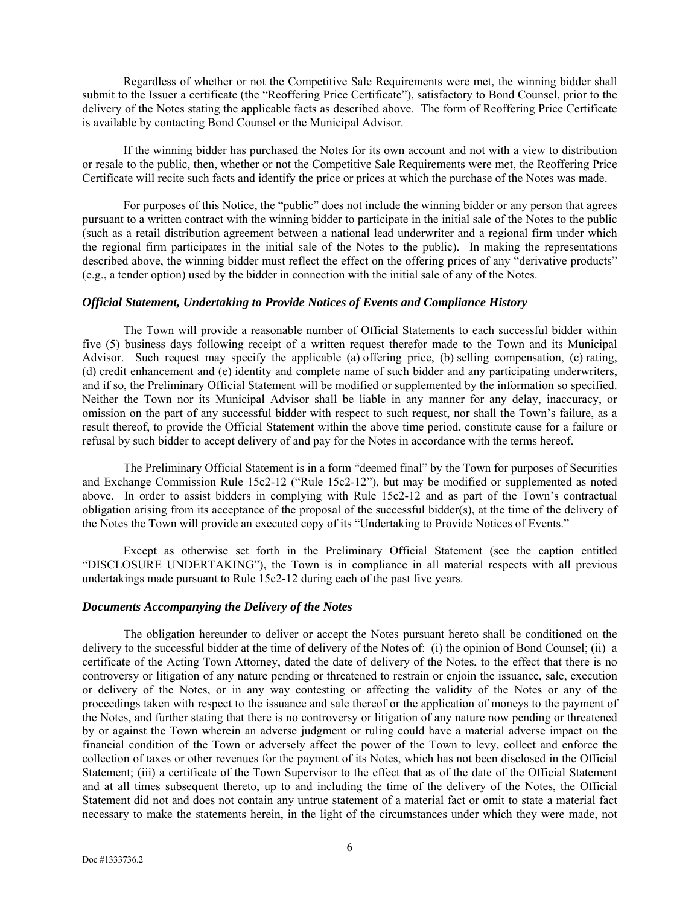Regardless of whether or not the Competitive Sale Requirements were met, the winning bidder shall submit to the Issuer a certificate (the "Reoffering Price Certificate"), satisfactory to Bond Counsel, prior to the delivery of the Notes stating the applicable facts as described above. The form of Reoffering Price Certificate is available by contacting Bond Counsel or the Municipal Advisor.

If the winning bidder has purchased the Notes for its own account and not with a view to distribution or resale to the public, then, whether or not the Competitive Sale Requirements were met, the Reoffering Price Certificate will recite such facts and identify the price or prices at which the purchase of the Notes was made.

For purposes of this Notice, the "public" does not include the winning bidder or any person that agrees pursuant to a written contract with the winning bidder to participate in the initial sale of the Notes to the public (such as a retail distribution agreement between a national lead underwriter and a regional firm under which the regional firm participates in the initial sale of the Notes to the public). In making the representations described above, the winning bidder must reflect the effect on the offering prices of any "derivative products" (e.g., a tender option) used by the bidder in connection with the initial sale of any of the Notes.

### *Official Statement, Undertaking to Provide Notices of Events and Compliance History*

The Town will provide a reasonable number of Official Statements to each successful bidder within five (5) business days following receipt of a written request therefor made to the Town and its Municipal Advisor. Such request may specify the applicable (a) offering price, (b) selling compensation, (c) rating, (d) credit enhancement and (e) identity and complete name of such bidder and any participating underwriters, and if so, the Preliminary Official Statement will be modified or supplemented by the information so specified. Neither the Town nor its Municipal Advisor shall be liable in any manner for any delay, inaccuracy, or omission on the part of any successful bidder with respect to such request, nor shall the Town's failure, as a result thereof, to provide the Official Statement within the above time period, constitute cause for a failure or refusal by such bidder to accept delivery of and pay for the Notes in accordance with the terms hereof.

The Preliminary Official Statement is in a form "deemed final" by the Town for purposes of Securities and Exchange Commission Rule 15c2-12 ("Rule 15c2-12"), but may be modified or supplemented as noted above. In order to assist bidders in complying with Rule 15c2-12 and as part of the Town's contractual obligation arising from its acceptance of the proposal of the successful bidder(s), at the time of the delivery of the Notes the Town will provide an executed copy of its "Undertaking to Provide Notices of Events."

Except as otherwise set forth in the Preliminary Official Statement (see the caption entitled "DISCLOSURE UNDERTAKING"), the Town is in compliance in all material respects with all previous undertakings made pursuant to Rule 15c2-12 during each of the past five years.

### *Documents Accompanying the Delivery of the Notes*

The obligation hereunder to deliver or accept the Notes pursuant hereto shall be conditioned on the delivery to the successful bidder at the time of delivery of the Notes of: (i) the opinion of Bond Counsel; (ii) a certificate of the Acting Town Attorney, dated the date of delivery of the Notes, to the effect that there is no controversy or litigation of any nature pending or threatened to restrain or enjoin the issuance, sale, execution or delivery of the Notes, or in any way contesting or affecting the validity of the Notes or any of the proceedings taken with respect to the issuance and sale thereof or the application of moneys to the payment of the Notes, and further stating that there is no controversy or litigation of any nature now pending or threatened by or against the Town wherein an adverse judgment or ruling could have a material adverse impact on the financial condition of the Town or adversely affect the power of the Town to levy, collect and enforce the collection of taxes or other revenues for the payment of its Notes, which has not been disclosed in the Official Statement; (iii) a certificate of the Town Supervisor to the effect that as of the date of the Official Statement and at all times subsequent thereto, up to and including the time of the delivery of the Notes, the Official Statement did not and does not contain any untrue statement of a material fact or omit to state a material fact necessary to make the statements herein, in the light of the circumstances under which they were made, not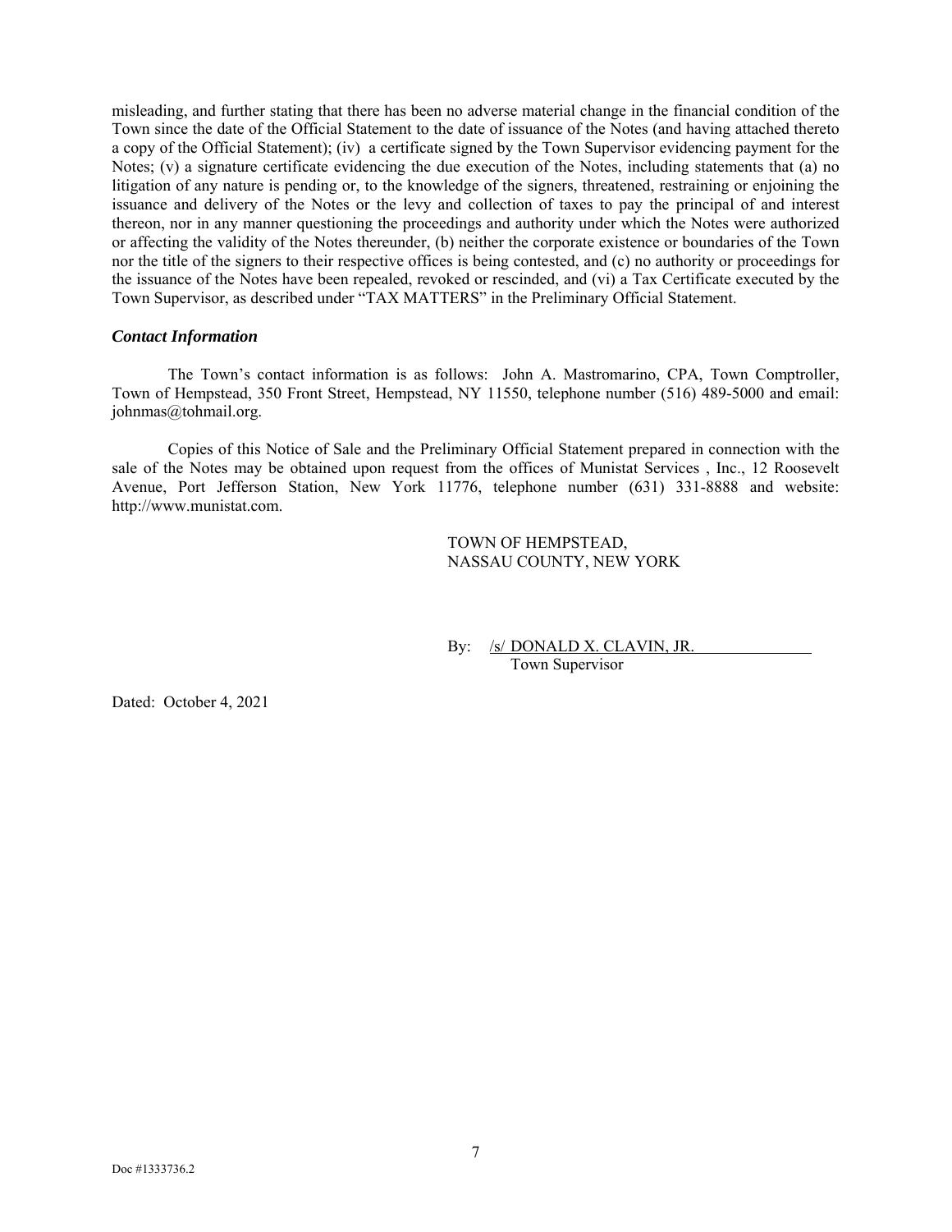misleading, and further stating that there has been no adverse material change in the financial condition of the Town since the date of the Official Statement to the date of issuance of the Notes (and having attached thereto a copy of the Official Statement); (iv) a certificate signed by the Town Supervisor evidencing payment for the Notes; (v) a signature certificate evidencing the due execution of the Notes, including statements that (a) no litigation of any nature is pending or, to the knowledge of the signers, threatened, restraining or enjoining the issuance and delivery of the Notes or the levy and collection of taxes to pay the principal of and interest thereon, nor in any manner questioning the proceedings and authority under which the Notes were authorized or affecting the validity of the Notes thereunder, (b) neither the corporate existence or boundaries of the Town nor the title of the signers to their respective offices is being contested, and (c) no authority or proceedings for the issuance of the Notes have been repealed, revoked or rescinded, and (vi) a Tax Certificate executed by the Town Supervisor, as described under "TAX MATTERS" in the Preliminary Official Statement.

***Contact Information***

The Town's contact information is as follows: John A. Mastromarino, CPA, Town Comptroller, Town of Hempstead, 350 Front Street, Hempstead, NY 11550, telephone number (516) 489-5000 and email: johnmas@tohmail.org.

Copies of this Notice of Sale and the Preliminary Official Statement prepared in connection with the sale of the Notes may be obtained upon request from the offices of Munistat Services , Inc., 12 Roosevelt Avenue, Port Jefferson Station, New York 11776, telephone number (631) 331-8888 and website: http://www.munistat.com.

TOWN OF HEMPSTEAD,
NASSAU COUNTY, NEW YORK

By: /s/ DONALD X. CLAVIN, JR.
Town Supervisor

Dated: October 4, 2021

Doc #1333736.2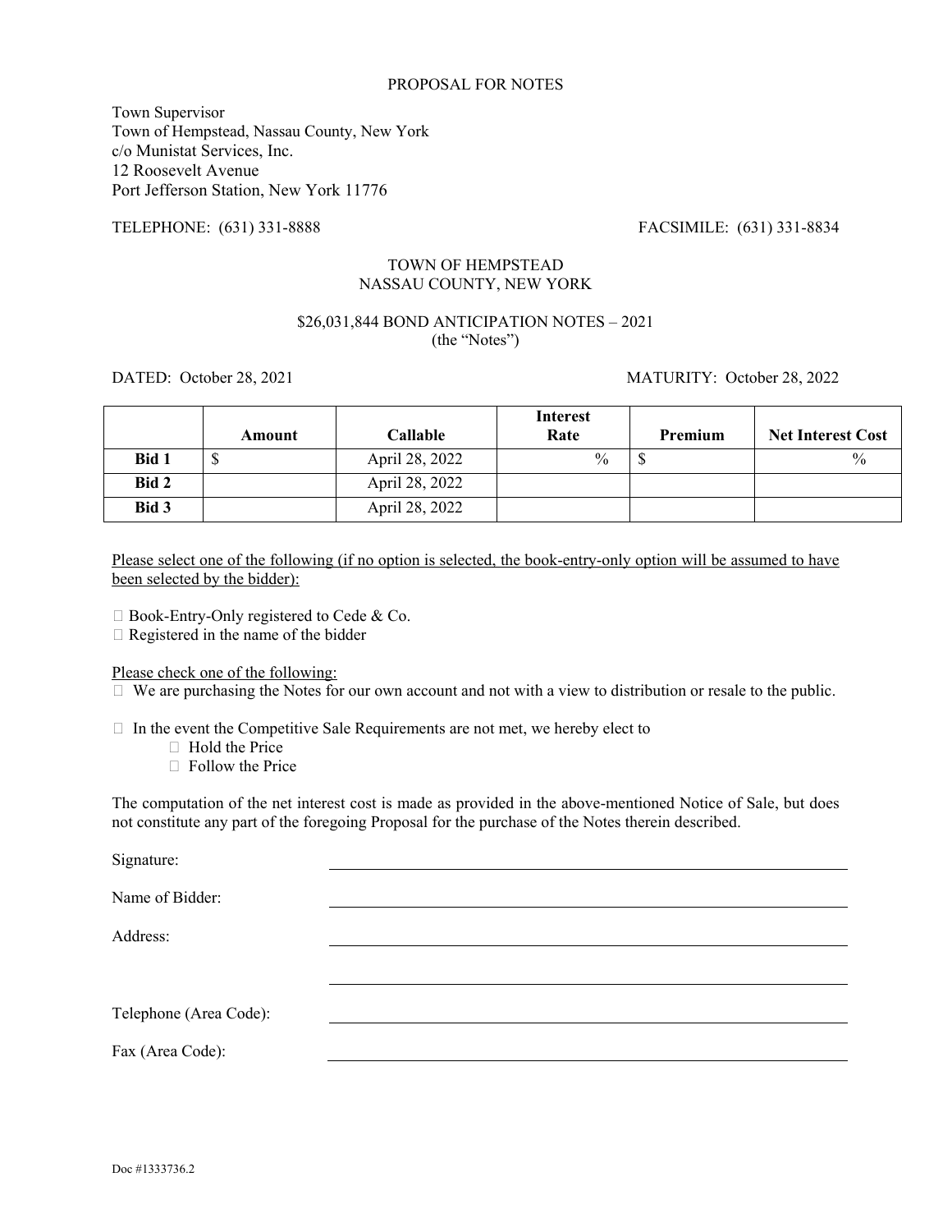PROPOSAL FOR NOTES

Town Supervisor
Town of Hempstead, Nassau County, New York
c/o Munistat Services, Inc.
12 Roosevelt Avenue
Port Jefferson Station, New York 11776

TELEPHONE: (631) 331-8888 FACSIMILE: (631) 331-8834

TOWN OF HEMPSTEAD
NASSAU COUNTY, NEW YORK

$26,031,844 BOND ANTICIPATION NOTES – 2021
(the "Notes")

DATED: October 28, 2021 MATURITY: October 28, 2022

| | Amount | Callable | Interest Rate | Premium | Net Interest Cost |
|---|---|---|---|---|---|
| **Bid 1** | $ | April 28, 2022 | % | $ | % |
| **Bid 2** | | April 28, 2022 | | | |
| **Bid 3** | | April 28, 2022 | | | |

Please select one of the following (if no option is selected, the book-entry-only option will be assumed to have been selected by the bidder):

- ☐ Book-Entry-Only registered to Cede & Co.
- ☐ Registered in the name of the bidder

Please check one of the following:

- ☐ We are purchasing the Notes for our own account and not with a view to distribution or resale to the public.
- ☐ In the event the Competitive Sale Requirements are not met, we hereby elect to
  - ☐ Hold the Price
  - ☐ Follow the Price

The computation of the net interest cost is made as provided in the above-mentioned Notice of Sale, but does not constitute any part of the foregoing Proposal for the purchase of the Notes therein described.

Signature: ______________________________

Name of Bidder: ______________________________

Address: ______________________________

______________________________

Telephone (Area Code): ______________________________

Fax (Area Code): ______________________________

Doc #1333736.2